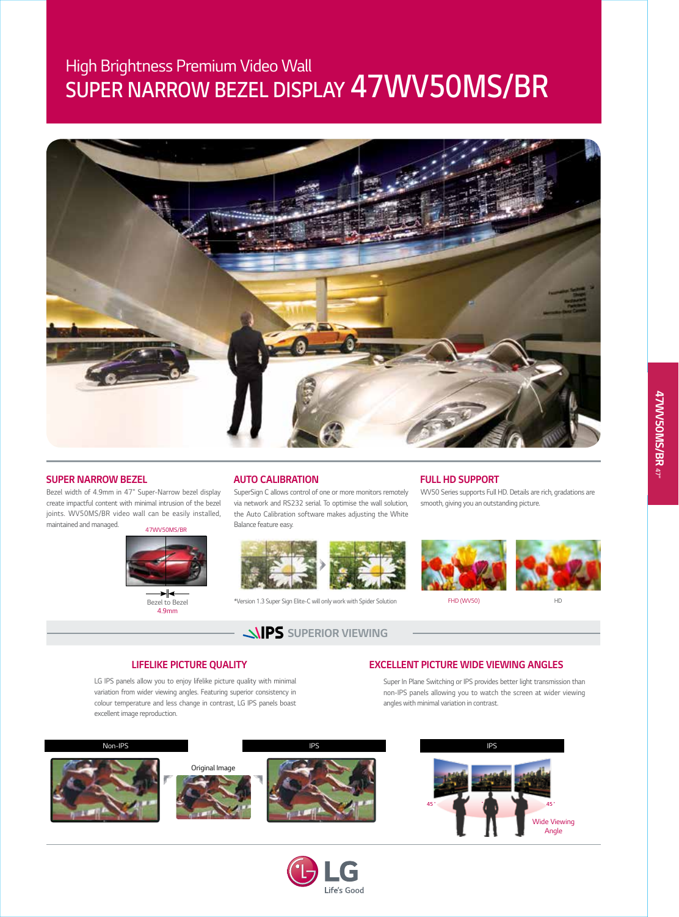# High Brightness Premium Video Wall
# SUPER NARROW BEZEL DISPLAY 47WV50MS/BR

## SUPER NARROW BEZEL

Bezel width of 4.9mm in 47" Super-Narrow bezel display create impactful content with minimal intrusion of the bezel joints. WV50MS/BR video wall can be easily installed, maintained and managed.

47WV50MS/BR

Bezel to Bezel
4.9mm

## AUTO CALIBRATION

SuperSign C allows control of one or more monitors remotely via network and RS232 serial. To optimise the wall solution, the Auto Calibration software makes adjusting the White Balance feature easy.

*Version 1.3 Super Sign Elite-C will only work with Spider Solution

## FULL HD SUPPORT

WV50 Series supports Full HD. Details are rich, gradations are smooth, giving you an outstanding picture.

FHD (WV50) HD

## IPS SUPERIOR VIEWING

### LIFELIKE PICTURE QUALITY

LG IPS panels allow you to enjoy lifelike picture quality with minimal variation from wider viewing angles. Featuring superior consistency in colour temperature and less change in contrast, LG IPS panels boast excellent image reproduction.

Non-IPS Original Image IPS

### EXCELLENT PICTURE WIDE VIEWING ANGLES

Super In Plane Switching or IPS provides better light transmission than non-IPS panels allowing you to watch the screen at wider viewing angles with minimal variation in contrast.

IPS

45° 45°

Wide Viewing Angle

LG Life's Good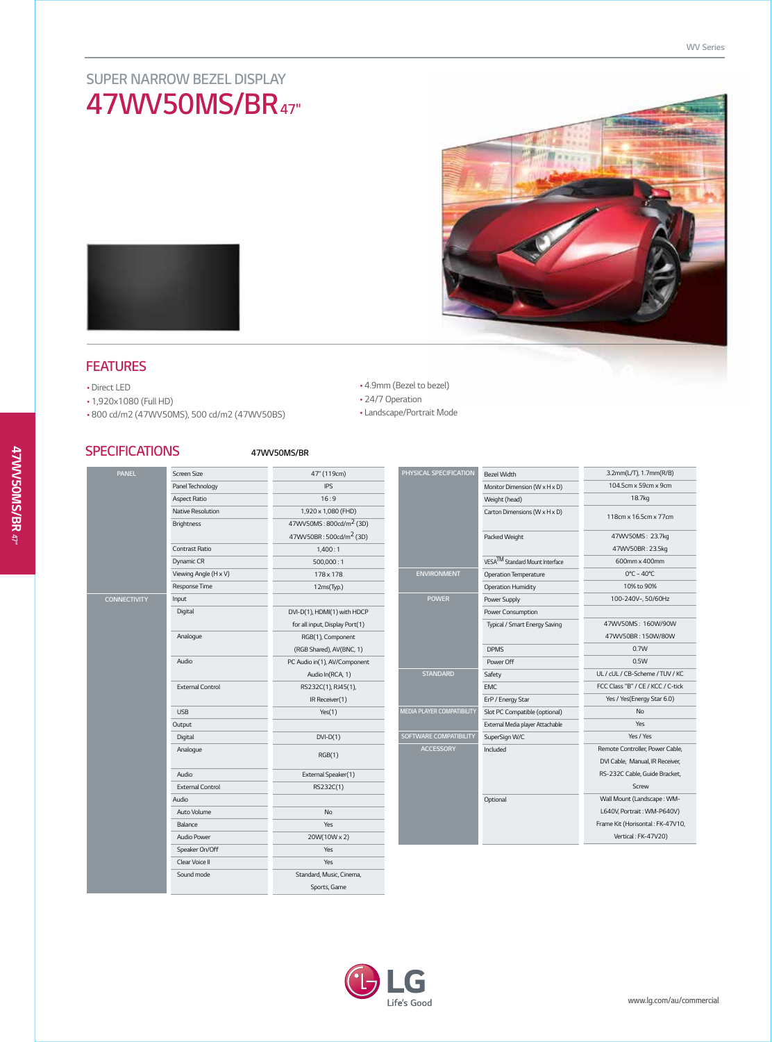SUPER NARROW BEZEL DISPLAY

# 47WV50MS/BR 47"

## FEATURES

- Direct LED
- 1,920x1080 (Full HD)
- 800 cd/m2 (47WV50MS), 500 cd/m2 (47WV50BS)
- 4.9mm (Bezel to bezel)
- 24/7 Operation
- Landscape/Portrait Mode

## SPECIFICATIONS

47WV50MS/BR

| | | |
|---|---|---|
| PANEL | Screen Size | 47" (119cm) |
| | Panel Technology | IPS |
| | Aspect Ratio | 16 : 9 |
| | Native Resolution | 1,920 x 1,080 (FHD) |
| | Brightness | 47WV50MS : 800cd/m$^2$ (3D)<br>47WV50BR : 500cd/m$^2$ (3D) |
| | Contrast Ratio | 1,400 : 1 |
| | Dynamic CR | 500,000 : 1 |
| | Viewing Angle (H x V) | 178 x 178 |
| | Response Time | 12ms(Typ.) |
| CONNECTIVITY | Input | |
| | Digital | DVI-D(1), HDMI(1) with HDCP for all input, Display Port(1) |
| | Analogue | RGB(1), Component (RGB Shared), AV(BNC, 1) |
| | Audio | PC Audio in(1), AV/Component Audio In(RCA, 1) |
| | External Control | RS232C(1), RJ45(1), IR Receiver(1) |
| | USB | Yes(1) |
| | Output | |
| | Digital | DVI-D(1) |
| | Analogue | RGB(1) |
| | Audio | External Speaker(1) |
| | External Control | RS232C(1) |
| | Audio | |
| | Auto Volume | No |
| | Balance | Yes |
| | Audio Power | 20W(10W x 2) |
| | Speaker On/Off | Yes |
| | Clear Voice II | Yes |
| | Sound mode | Standard, Music, Cinema, Sports, Game |

| | | |
|---|---|---|
| PHYSICAL SPECIFICATION | Bezel Width | 3.2mm(L/T), 1.7mm(R/B) |
| | Monitor Dimension (W x H x D) | 104.5cm x 59cm x 9cm |
| | Weight (head) | 18.7kg |
| | Carton Dimensions (W x H x D) | 118cm x 16.5cm x 77cm |
| | Packed Weight | 47WV50MS : 23.7kg<br>47WV50BR : 23.5kg |
| | VESA™ Standard Mount Interface | 600mm x 400mm |
| ENVIRONMENT | Operation Temperature | 0°C – 40°C |
| | Operation Humidity | 10% to 90% |
| POWER | Power Supply | 100-240V~, 50/60Hz |
| | Power Consumption | |
| | Typical / Smart Energy Saving | 47WV50MS : 160W/90W<br>47WV50BR : 150W/80W |
| | DPMS | 0.7W |
| | Power Off | 0.5W |
| STANDARD | Safety | UL / cUL / CB-Scheme / TUV / KC |
| | EMC | FCC Class "B" / CE / KCC / C-tick |
| | ErP / Energy Star | Yes / Yes(Energy Star 6.0) |
| MEDIA PLAYER COMPATIBILITY | Slot PC Compatible (optional) | No |
| | External Media player Attachable | Yes |
| SOFTWARE COMPATIBILITY | SuperSign W/C | Yes / Yes |
| ACCESSORY | Included | Remote Controller, Power Cable, DVI Cable, Manual, IR Receiver, RS-232C Cable, Guide Bracket, Screw |
| | Optional | Wall Mount (Landscape : WM-L640V, Portrait : WM-P640V)<br>Frame Kit (Horisontal : FK-47V10, Vertical : FK-47V20) |

LG Life's Good

www.lg.com/au/commercial